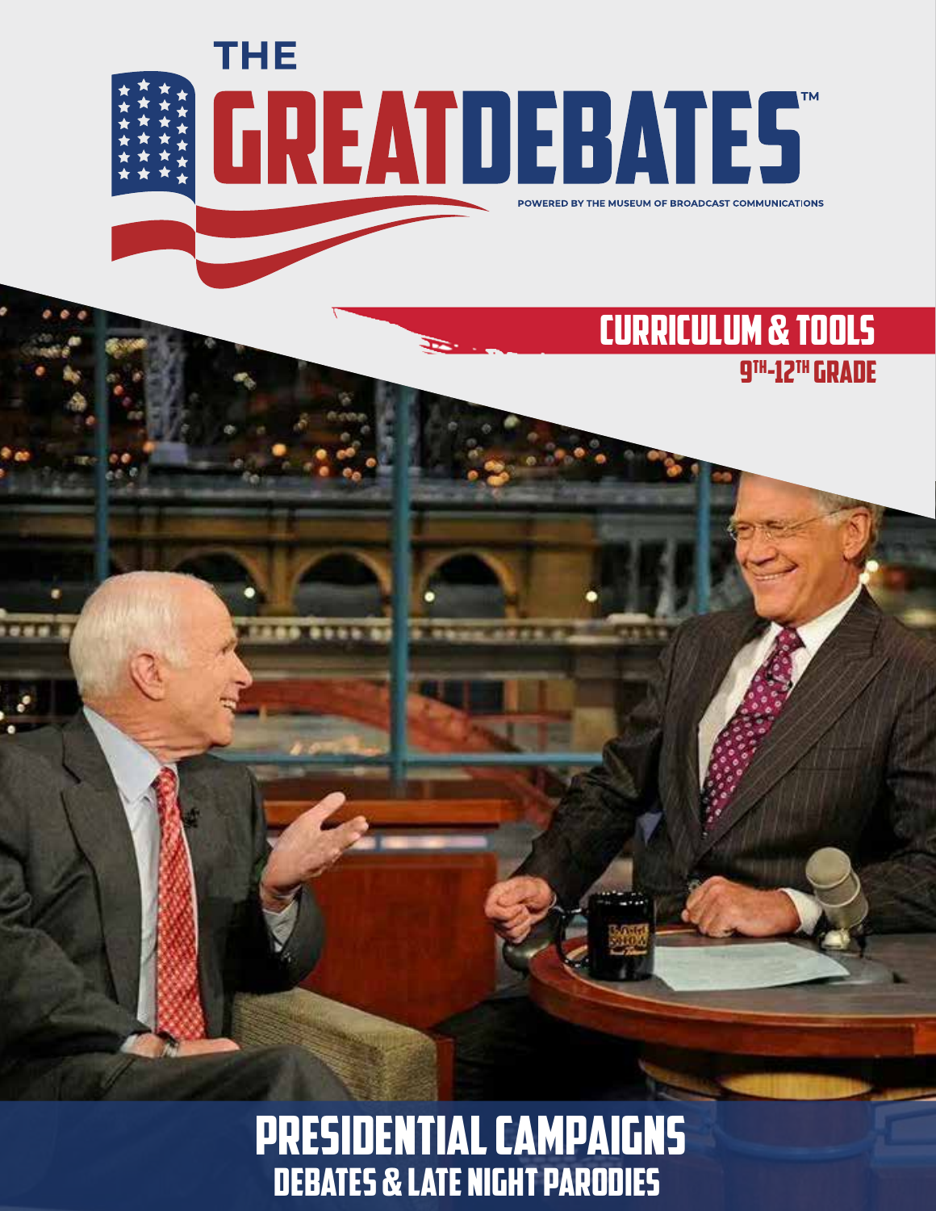# THE GREAT DEBATES™

POWERED BY THE MUSEUM OF BROADCAST COMMUNICATIONS

## CURRICULUM & TOOLS

9TH-12TH GRADE

# PRESIDENTIAL CAMPAIGNS

## DEBATES & LATE NIGHT PARODIES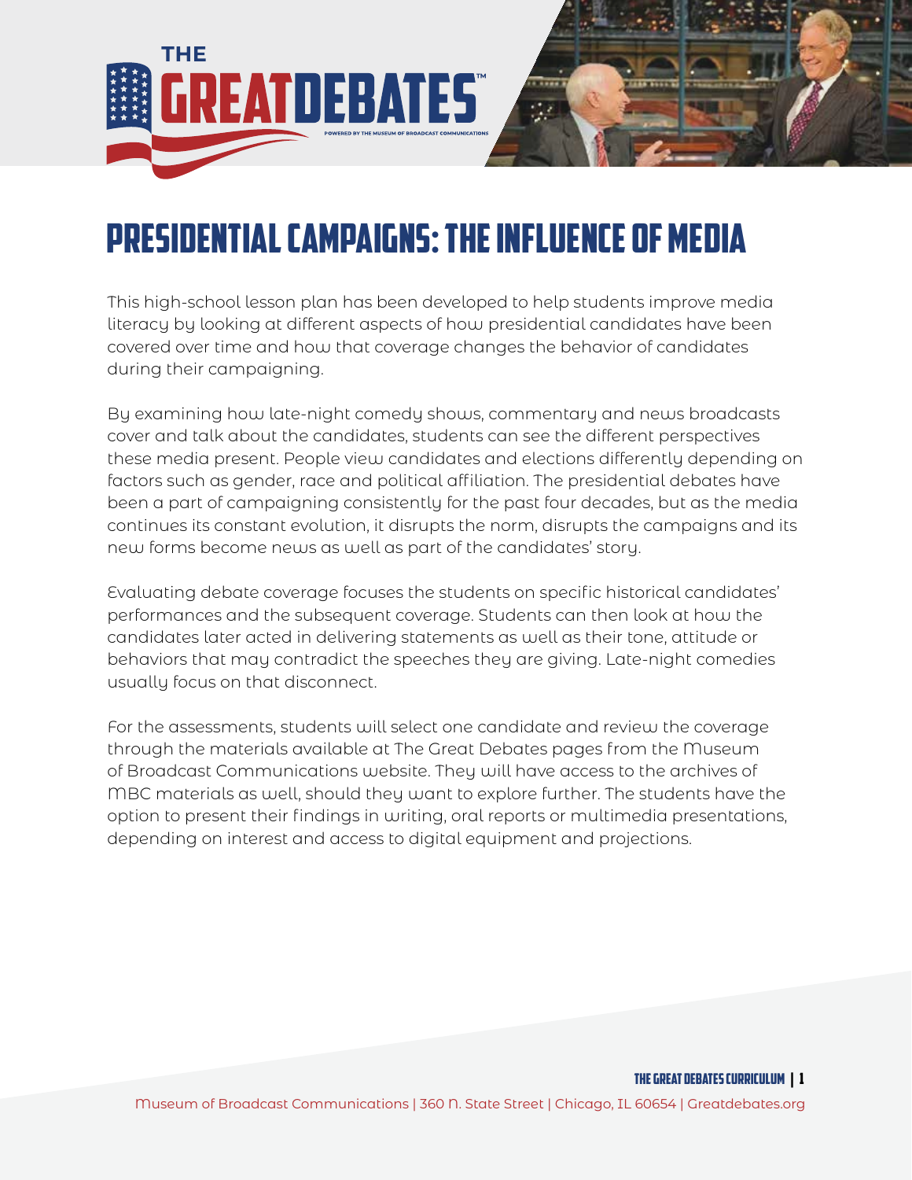# Presidential Campaigns: The Influence of Media

This high-school lesson plan has been developed to help students improve media literacy by looking at different aspects of how presidential candidates have been covered over time and how that coverage changes the behavior of candidates during their campaigning.

By examining how late-night comedy shows, commentary and news broadcasts cover and talk about the candidates, students can see the different perspectives these media present. People view candidates and elections differently depending on factors such as gender, race and political affiliation. The presidential debates have been a part of campaigning consistently for the past four decades, but as the media continues its constant evolution, it disrupts the norm, disrupts the campaigns and its new forms become news as well as part of the candidates' story.

Evaluating debate coverage focuses the students on specific historical candidates' performances and the subsequent coverage. Students can then look at how the candidates later acted in delivering statements as well as their tone, attitude or behaviors that may contradict the speeches they are giving. Late-night comedies usually focus on that disconnect.

For the assessments, students will select one candidate and review the coverage through the materials available at The Great Debates pages from the Museum of Broadcast Communications website. They will have access to the archives of MBC materials as well, should they want to explore further. The students have the option to present their findings in writing, oral reports or multimedia presentations, depending on interest and access to digital equipment and projections.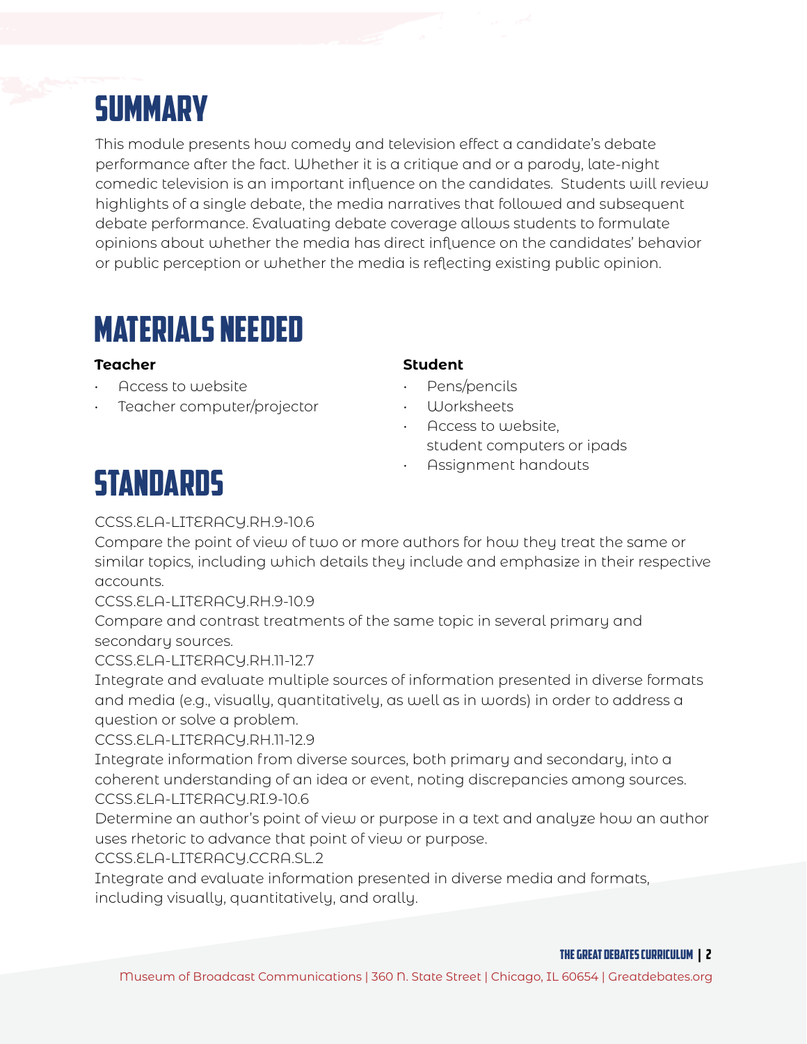# Summary

This module presents how comedy and television effect a candidate's debate performance after the fact. Whether it is a critique and or a parody, late-night comedic television is an important influence on the candidates.  Students will review highlights of a single debate, the media narratives that followed and subsequent debate performance. Evaluating debate coverage allows students to formulate opinions about whether the media has direct influence on the candidates' behavior or public perception or whether the media is reflecting existing public opinion.

# Materials Needed

**Teacher**

- Access to website
- Teacher computer/projector

**Student**

- Pens/pencils
- Worksheets
- Access to website, student computers or ipads
- Assignment handouts

# Standards

CCSS.ELA-LITERACY.RH.9-10.6
Compare the point of view of two or more authors for how they treat the same or similar topics, including which details they include and emphasize in their respective accounts.
CCSS.ELA-LITERACY.RH.9-10.9
Compare and contrast treatments of the same topic in several primary and secondary sources.
CCSS.ELA-LITERACY.RH.11-12.7
Integrate and evaluate multiple sources of information presented in diverse formats and media (e.g., visually, quantitatively, as well as in words) in order to address a question or solve a problem.
CCSS.ELA-LITERACY.RH.11-12.9
Integrate information from diverse sources, both primary and secondary, into a coherent understanding of an idea or event, noting discrepancies among sources.
CCSS.ELA-LITERACY.RI.9-10.6
Determine an author's point of view or purpose in a text and analyze how an author uses rhetoric to advance that point of view or purpose.
CCSS.ELA-LITERACY.CCRA.SL.2
Integrate and evaluate information presented in diverse media and formats, including visually, quantitatively, and orally.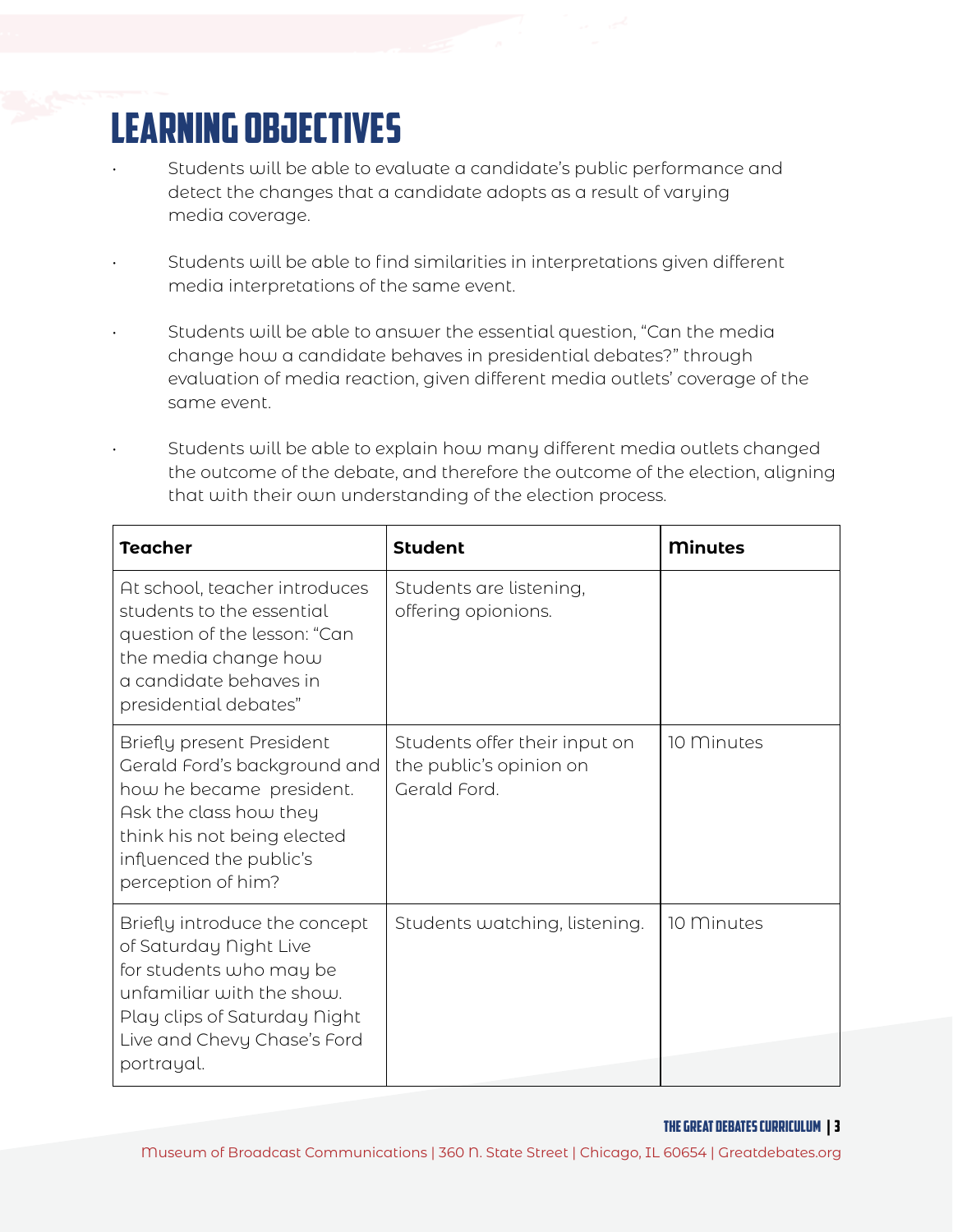# LEARNING OBJECTIVES

- Students will be able to evaluate a candidate's public performance and detect the changes that a candidate adopts as a result of varying media coverage.
- Students will be able to find similarities in interpretations given different media interpretations of the same event.
- Students will be able to answer the essential question, "Can the media change how a candidate behaves in presidential debates?" through evaluation of media reaction, given different media outlets' coverage of the same event.
- Students will be able to explain how many different media outlets changed the outcome of the debate, and therefore the outcome of the election, aligning that with their own understanding of the election process.

| Teacher | Student | Minutes |
|---|---|---|
| At school, teacher introduces students to the essential question of the lesson: "Can the media change how a candidate behaves in presidential debates" | Students are listening, offering opionions. | |
| Briefly present President Gerald Ford's background and how he became president. Ask the class how they think his not being elected influenced the public's perception of him? | Students offer their input on the public's opinion on Gerald Ford. | 10 Minutes |
| Briefly introduce the concept of Saturday Night Live for students who may be unfamiliar with the show. Play clips of Saturday Night Live and Chevy Chase's Ford portrayal. | Students watching, listening. | 10 Minutes |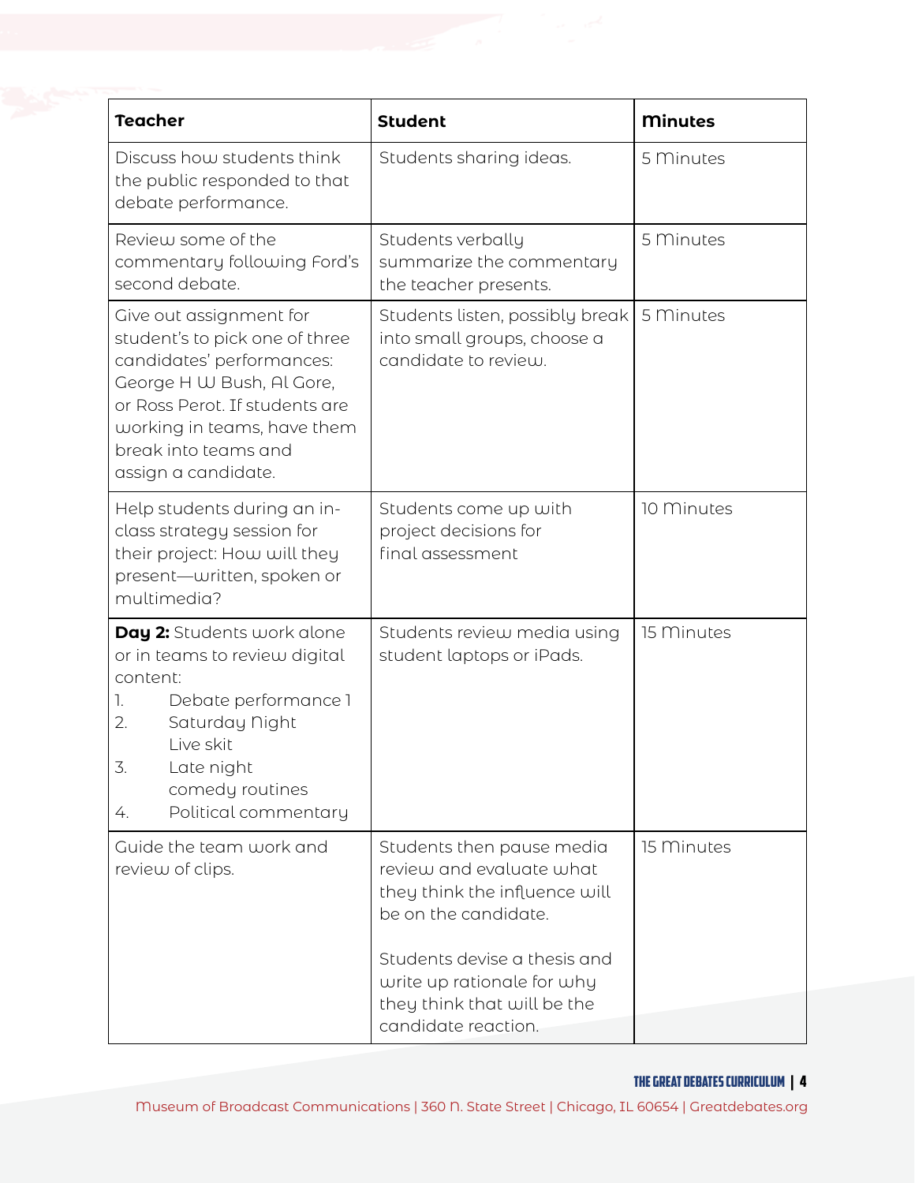| Teacher | Student | Minutes |
|---|---|---|
| Discuss how students think the public responded to that debate performance. | Students sharing ideas. | 5 Minutes |
| Review some of the commentary following Ford's second debate. | Students verbally summarize the commentary the teacher presents. | 5 Minutes |
| Give out assignment for student's to pick one of three candidates' performances: George H W Bush, Al Gore, or Ross Perot. If students are working in teams, have them break into teams and assign a candidate. | Students listen, possibly break into small groups, choose a candidate to review. | 5 Minutes |
| Help students during an in-class strategy session for their project: How will they present—written, spoken or multimedia? | Students come up with project decisions for final assessment | 10 Minutes |
| **Day 2:** Students work alone or in teams to review digital content: 1. Debate performance 1 2. Saturday Night Live skit 3. Late night comedy routines 4. Political commentary | Students review media using student laptops or iPads. | 15 Minutes |
| Guide the team work and review of clips. | Students then pause media review and evaluate what they think the influence will be on the candidate. Students devise a thesis and write up rationale for why they think that will be the candidate reaction. | 15 Minutes |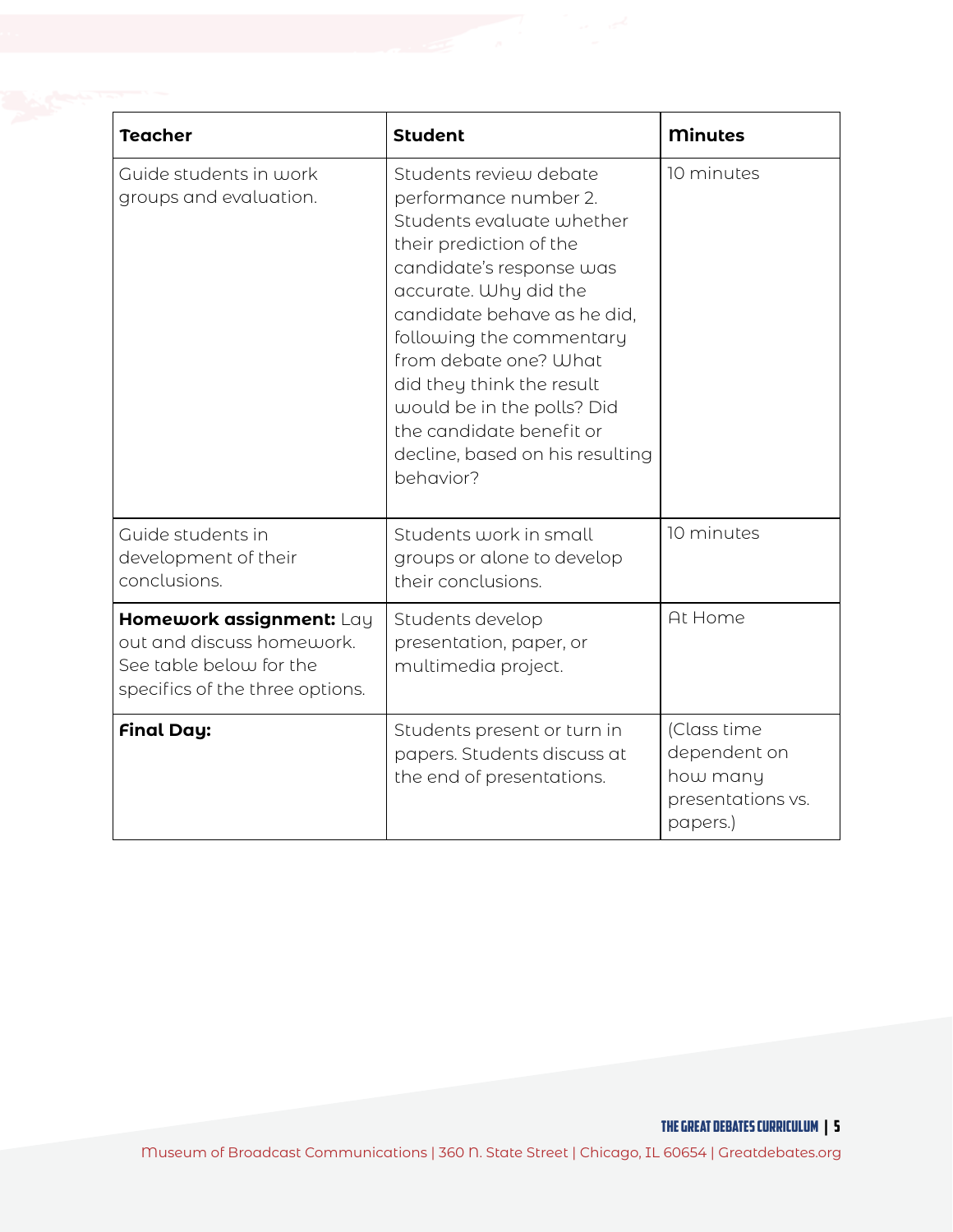| Teacher | Student | Minutes |
|---|---|---|
| Guide students in work groups and evaluation. | Students review debate performance number 2. Students evaluate whether their prediction of the candidate's response was accurate. Why did the candidate behave as he did, following the commentary from debate one? What did they think the result would be in the polls? Did the candidate benefit or decline, based on his resulting behavior? | 10 minutes |
| Guide students in development of their conclusions. | Students work in small groups or alone to develop their conclusions. | 10 minutes |
| **Homework assignment:** Lay out and discuss homework. See table below for the specifics of the three options. | Students develop presentation, paper, or multimedia project. | At Home |
| **Final Day:** | Students present or turn in papers. Students discuss at the end of presentations. | (Class time dependent on how many presentations vs. papers.) |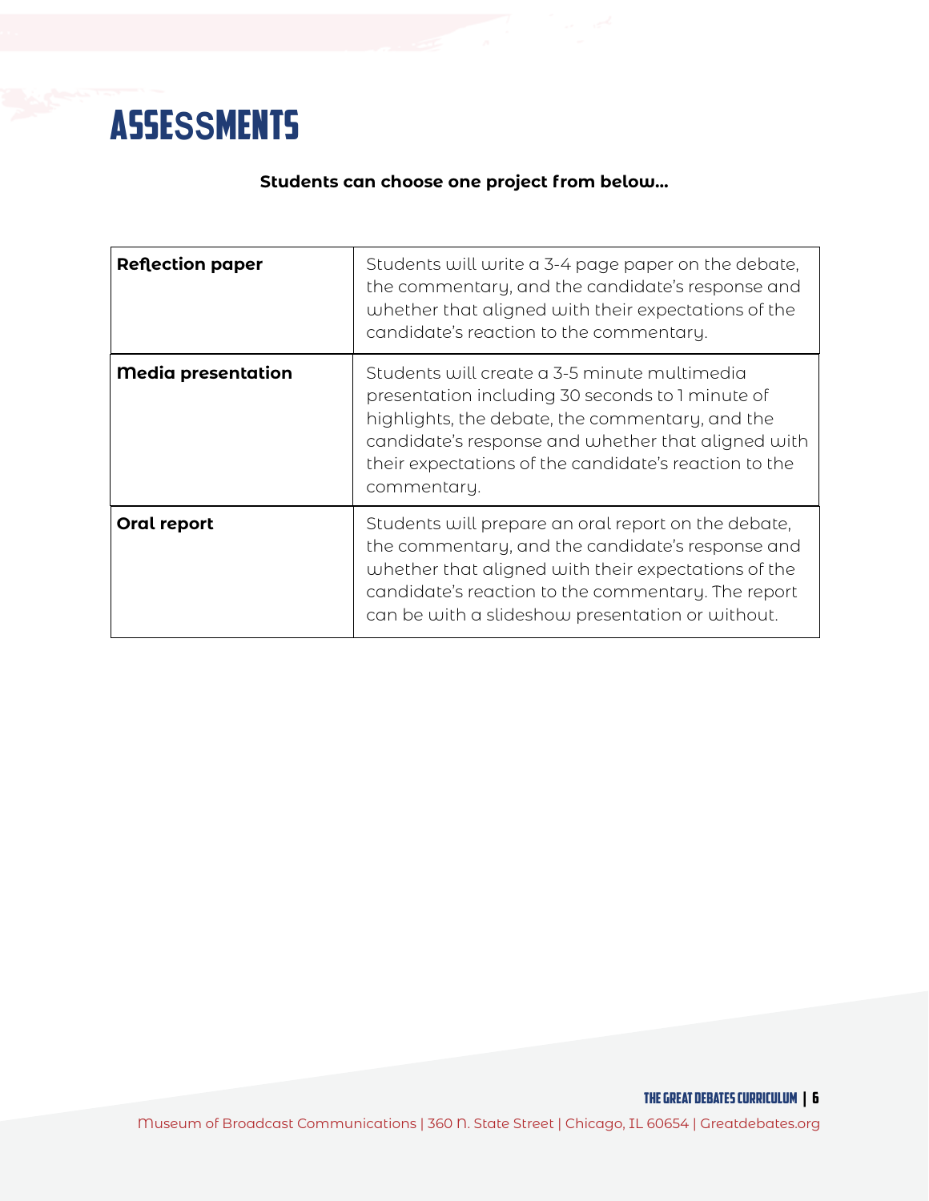# ASSESSMENTS

**Students can choose one project from below...**

| | |
|---|---|
| **Reflection paper** | Students will write a 3-4 page paper on the debate, the commentary, and the candidate's response and whether that aligned with their expectations of the candidate's reaction to the commentary. |
| **Media presentation** | Students will create a 3-5 minute multimedia presentation including 30 seconds to 1 minute of highlights, the debate, the commentary, and the candidate's response and whether that aligned with their expectations of the candidate's reaction to the commentary. |
| **Oral report** | Students will prepare an oral report on the debate, the commentary, and the candidate's response and whether that aligned with their expectations of the candidate's reaction to the commentary. The report can be with a slideshow presentation or without. |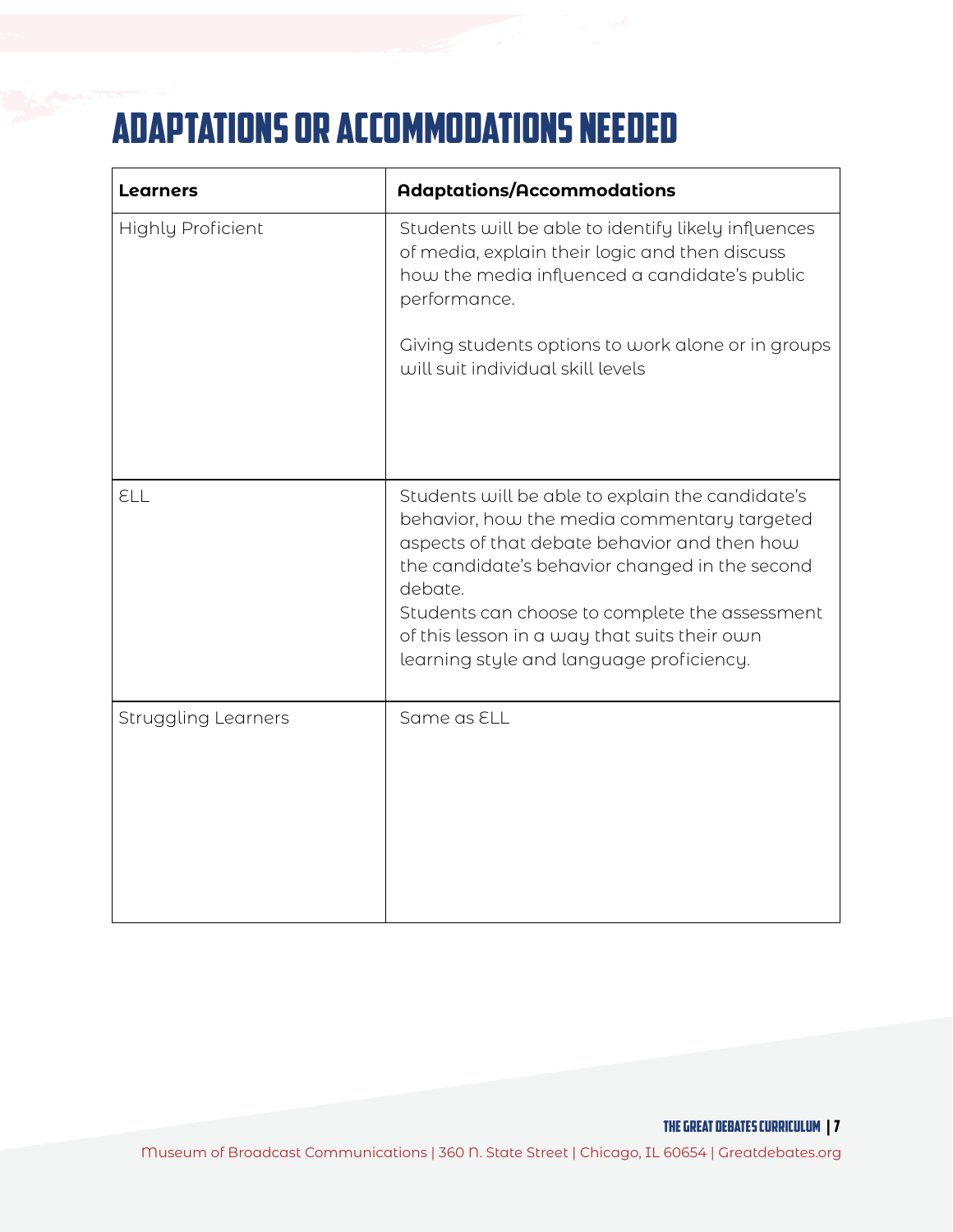# Adaptations or Accommodations Needed

| Learners | Adaptations/Accommodations |
| --- | --- |
| Highly Proficient | Students will be able to identify likely influences of media, explain their logic and then discuss how the media influenced a candidate's public performance.<br><br>Giving students options to work alone or in groups will suit individual skill levels |
| ELL | Students will be able to explain the candidate's behavior, how the media commentary targeted aspects of that debate behavior and then how the candidate's behavior changed in the second debate.<br>Students can choose to complete the assessment of this lesson in a way that suits their own learning style and language proficiency. |
| Struggling Learners | Same as ELL |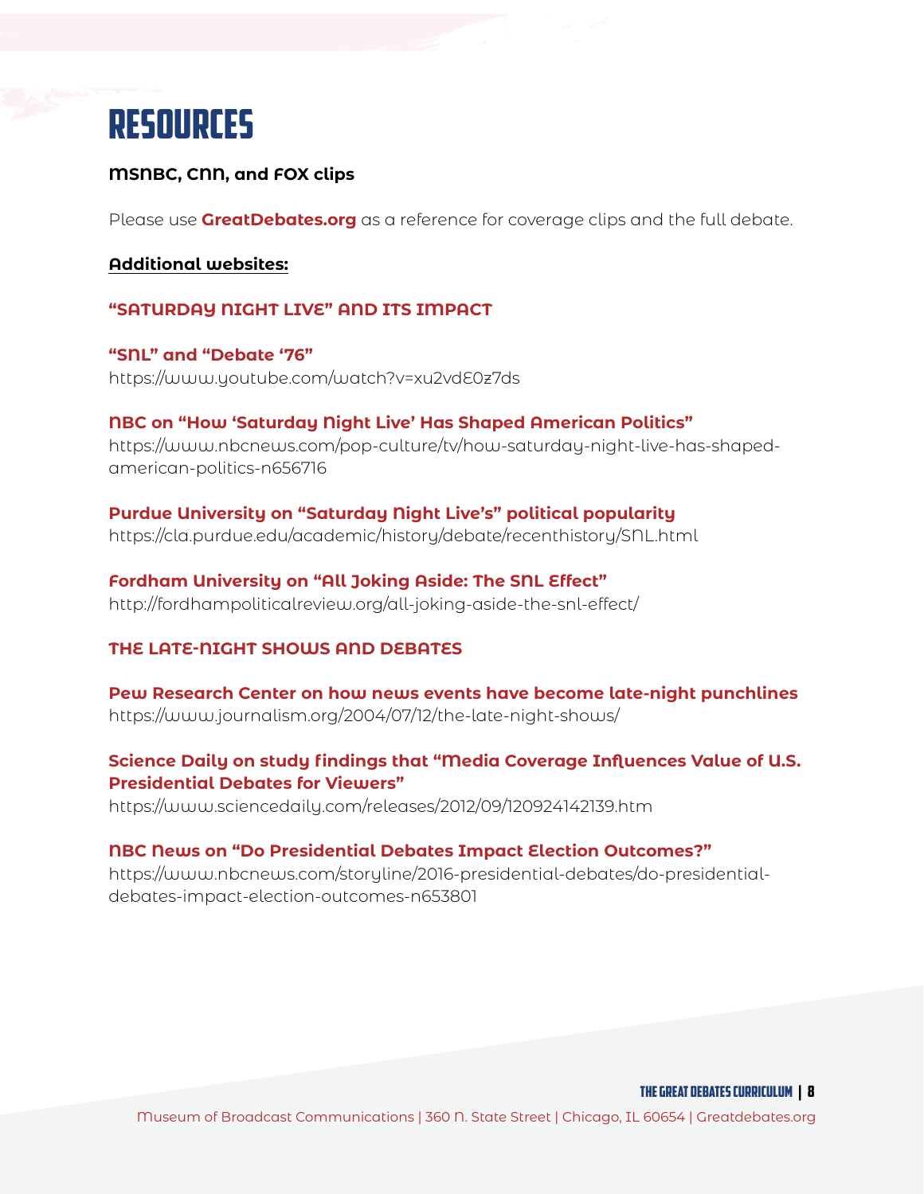# RESOURCES

**MSNBC, CNN, and FOX clips**

Please use **GreatDebates.org** as a reference for coverage clips and the full debate.

**Additional websites:**

## "SATURDAY NIGHT LIVE" AND ITS IMPACT

**"SNL" and "Debate '76"**
https://www.youtube.com/watch?v=xu2vdE0z7ds

**NBC on "How 'Saturday Night Live' Has Shaped American Politics"**
https://www.nbcnews.com/pop-culture/tv/how-saturday-night-live-has-shaped-american-politics-n656716

**Purdue University on "Saturday Night Live's" political popularity**
https://cla.purdue.edu/academic/history/debate/recenthistory/SNL.html

**Fordham University on "All Joking Aside: The SNL Effect"**
http://fordhampoliticalreview.org/all-joking-aside-the-snl-effect/

## THE LATE-NIGHT SHOWS AND DEBATES

**Pew Research Center on how news events have become late-night punchlines**
https://www.journalism.org/2004/07/12/the-late-night-shows/

**Science Daily on study findings that "Media Coverage Influences Value of U.S. Presidential Debates for Viewers"**
https://www.sciencedaily.com/releases/2012/09/120924142139.htm

**NBC News on "Do Presidential Debates Impact Election Outcomes?"**
https://www.nbcnews.com/storyline/2016-presidential-debates/do-presidential-debates-impact-election-outcomes-n653801

Museum of Broadcast Communications | 360 N. State Street | Chicago, IL 60654 | Greatdebates.org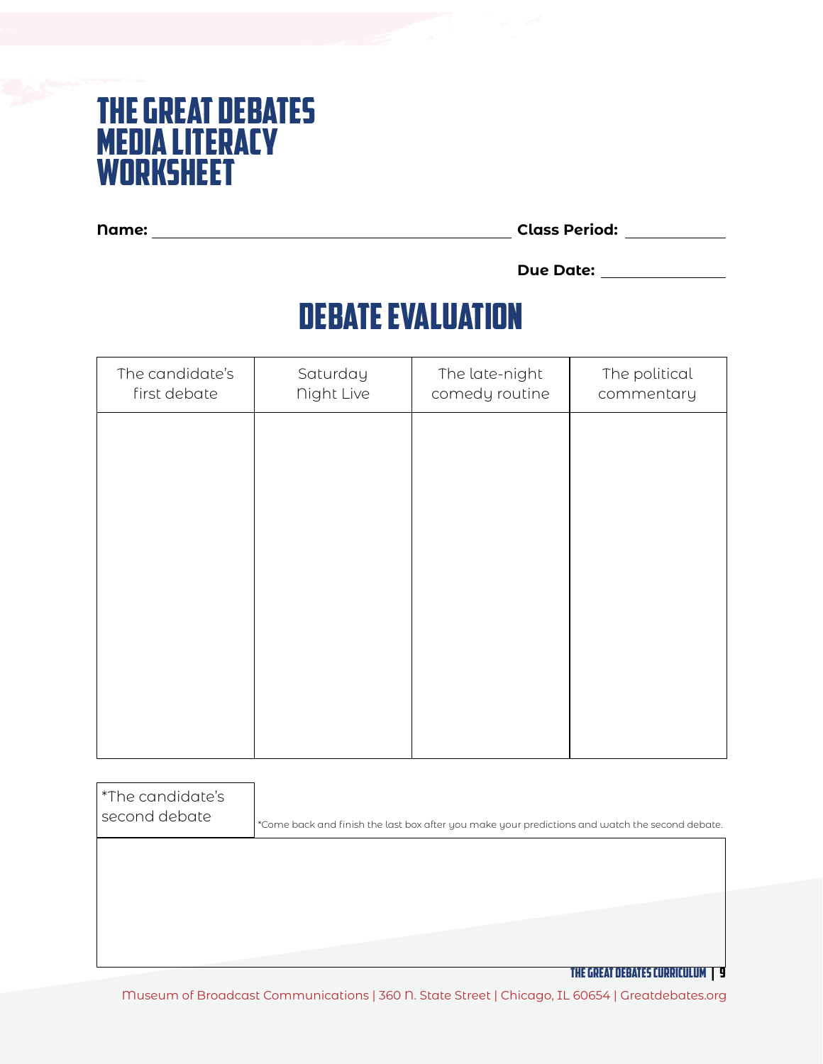# The Great Debates Media Literacy Worksheet

**Name:** ______________________________ **Class Period:** __________

**Due Date:** ____________

## Debate Evaluation

| The candidate's first debate | Saturday Night Live | The late-night comedy routine | The political commentary |
|---|---|---|---|
| | | | |

| *The candidate's second debate |
|---|
| |

*Come back and finish the last box after you make your predictions and watch the second debate.

Museum of Broadcast Communications | 360 N. State Street | Chicago, IL 60654 | Greatdebates.org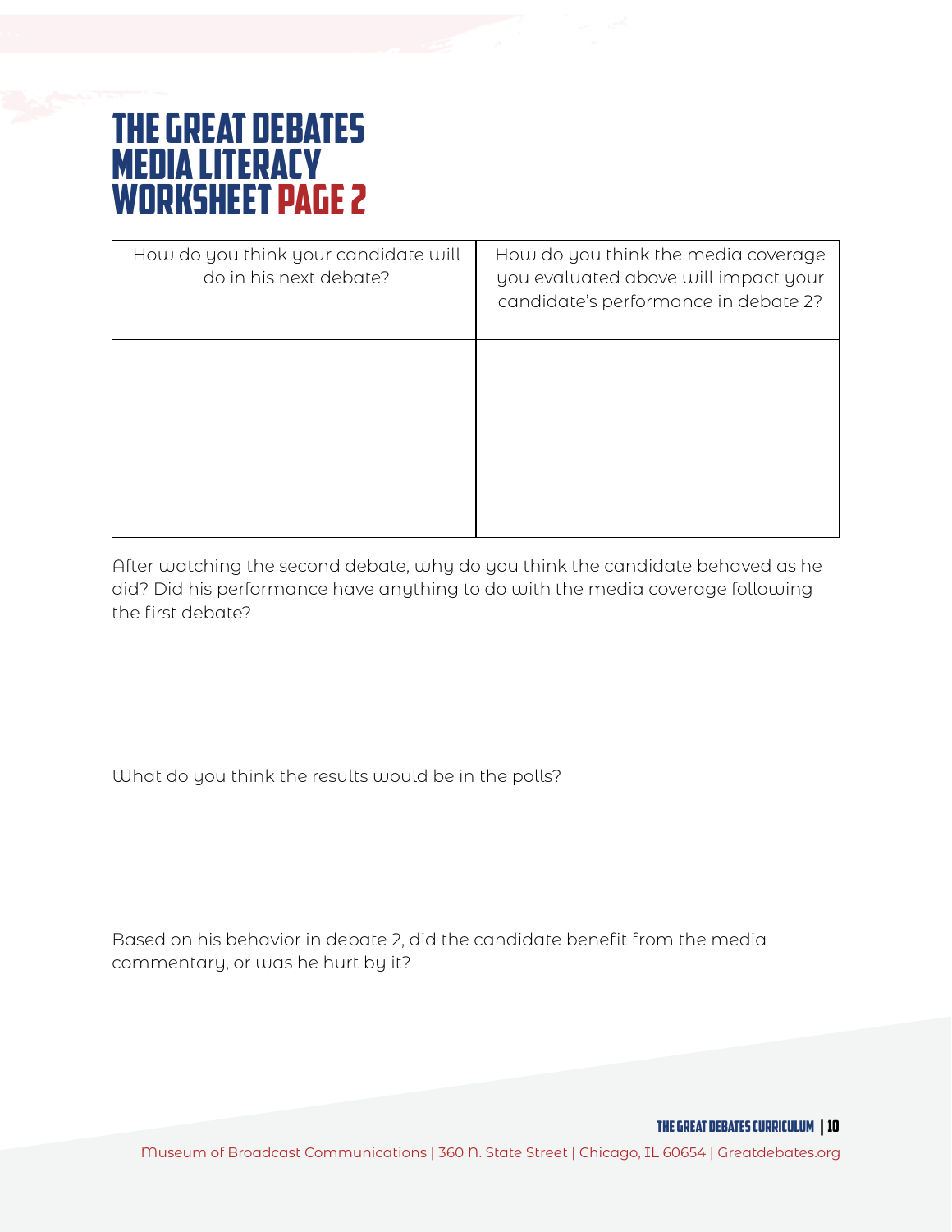# THE GREAT DEBATES MEDIA LITERACY WORKSHEET PAGE 2

| How do you think your candidate will do in his next debate? | How do you think the media coverage you evaluated above will impact your candidate's performance in debate 2? |
| --- | --- |
| | |

After watching the second debate, why do you think the candidate behaved as he did? Did his performance have anything to do with the media coverage following the first debate?

What do you think the results would be in the polls?

Based on his behavior in debate 2, did the candidate benefit from the media commentary, or was he hurt by it?

Museum of Broadcast Communications | 360 N. State Street | Chicago, IL 60654 | Greatdebates.org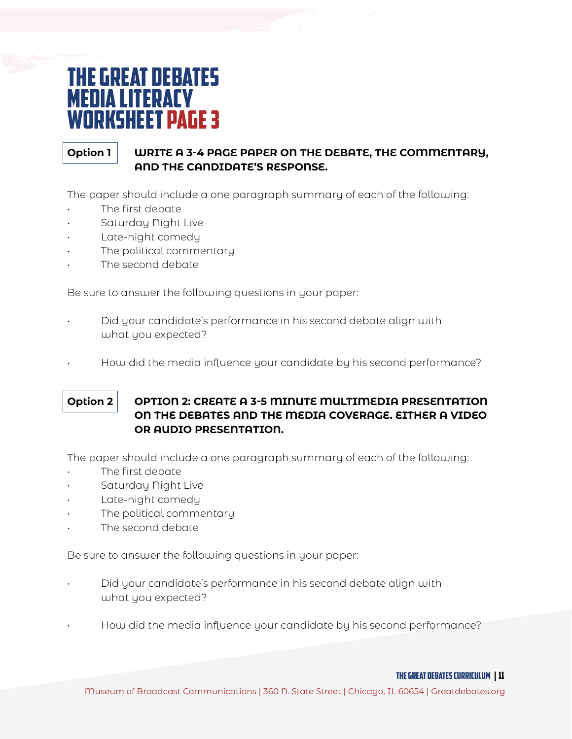# THE GREAT DEBATES MEDIA LITERACY WORKSHEET PAGE 3

**Option 1** **WRITE A 3-4 PAGE PAPER ON THE DEBATE, THE COMMENTARY, AND THE CANDIDATE'S RESPONSE.**

The paper should include a one paragraph summary of each of the following:

- The first debate
- Saturday Night Live
- Late-night comedy
- The political commentary
- The second debate

Be sure to answer the following questions in your paper:

- Did your candidate's performance in his second debate align with what you expected?
- How did the media influence your candidate by his second performance?

**Option 2** **OPTION 2: CREATE A 3-5 MINUTE MULTIMEDIA PRESENTATION ON THE DEBATES AND THE MEDIA COVERAGE. EITHER A VIDEO OR AUDIO PRESENTATION.**

The paper should include a one paragraph summary of each of the following:

- The first debate
- Saturday Night Live
- Late-night comedy
- The political commentary
- The second debate

Be sure to answer the following questions in your paper:

- Did your candidate's performance in his second debate align with what you expected?
- How did the media influence your candidate by his second performance?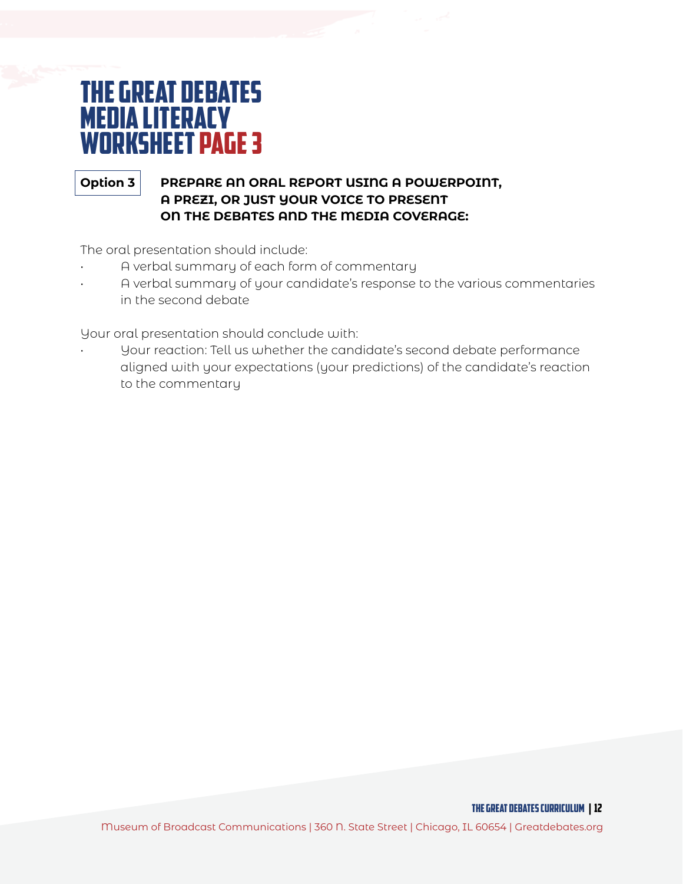# The Great Debates Media Literacy Worksheet Page 3

**Option 3** **PREPARE AN ORAL REPORT USING A POWERPOINT, A PREZI, OR JUST YOUR VOICE TO PRESENT ON THE DEBATES AND THE MEDIA COVERAGE:**

The oral presentation should include:

- A verbal summary of each form of commentary
- A verbal summary of your candidate's response to the various commentaries in the second debate

Your oral presentation should conclude with:

- Your reaction: Tell us whether the candidate's second debate performance aligned with your expectations (your predictions) of the candidate's reaction to the commentary